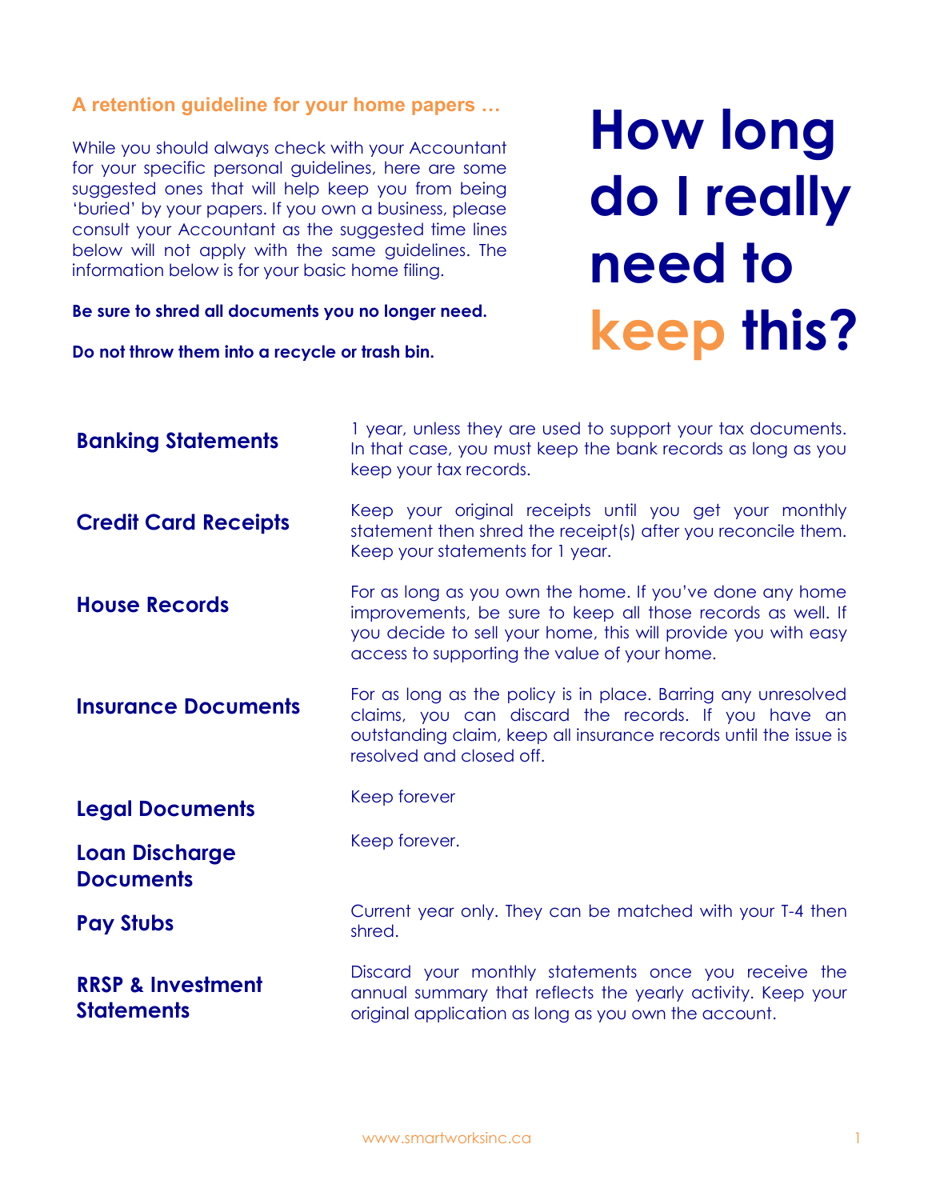# How long do I really need to keep this?

## A retention guideline for your home papers …

While you should always check with your Accountant for your specific personal guidelines, here are some suggested ones that will help keep you from being 'buried' by your papers. If you own a business, please consult your Accountant as the suggested time lines below will not apply with the same guidelines. The information below is for your basic home filing.

**Be sure to shred all documents you no longer need.**

**Do not throw them into a recycle or trash bin.**

### Banking Statements

1 year, unless they are used to support your tax documents. In that case, you must keep the bank records as long as you keep your tax records.

### Credit Card Receipts

Keep your original receipts until you get your monthly statement then shred the receipt(s) after you reconcile them. Keep your statements for 1 year.

### House Records

For as long as you own the home. If you've done any home improvements, be sure to keep all those records as well. If you decide to sell your home, this will provide you with easy access to supporting the value of your home.

### Insurance Documents

For as long as the policy is in place. Barring any unresolved claims, you can discard the records. If you have an outstanding claim, keep all insurance records until the issue is resolved and closed off.

### Legal Documents

Keep forever

### Loan Discharge Documents

Keep forever.

### Pay Stubs

Current year only. They can be matched with your T-4 then shred.

### RRSP & Investment Statements

Discard your monthly statements once you receive the annual summary that reflects the yearly activity. Keep your original application as long as you own the account.

www.smartworksinc.ca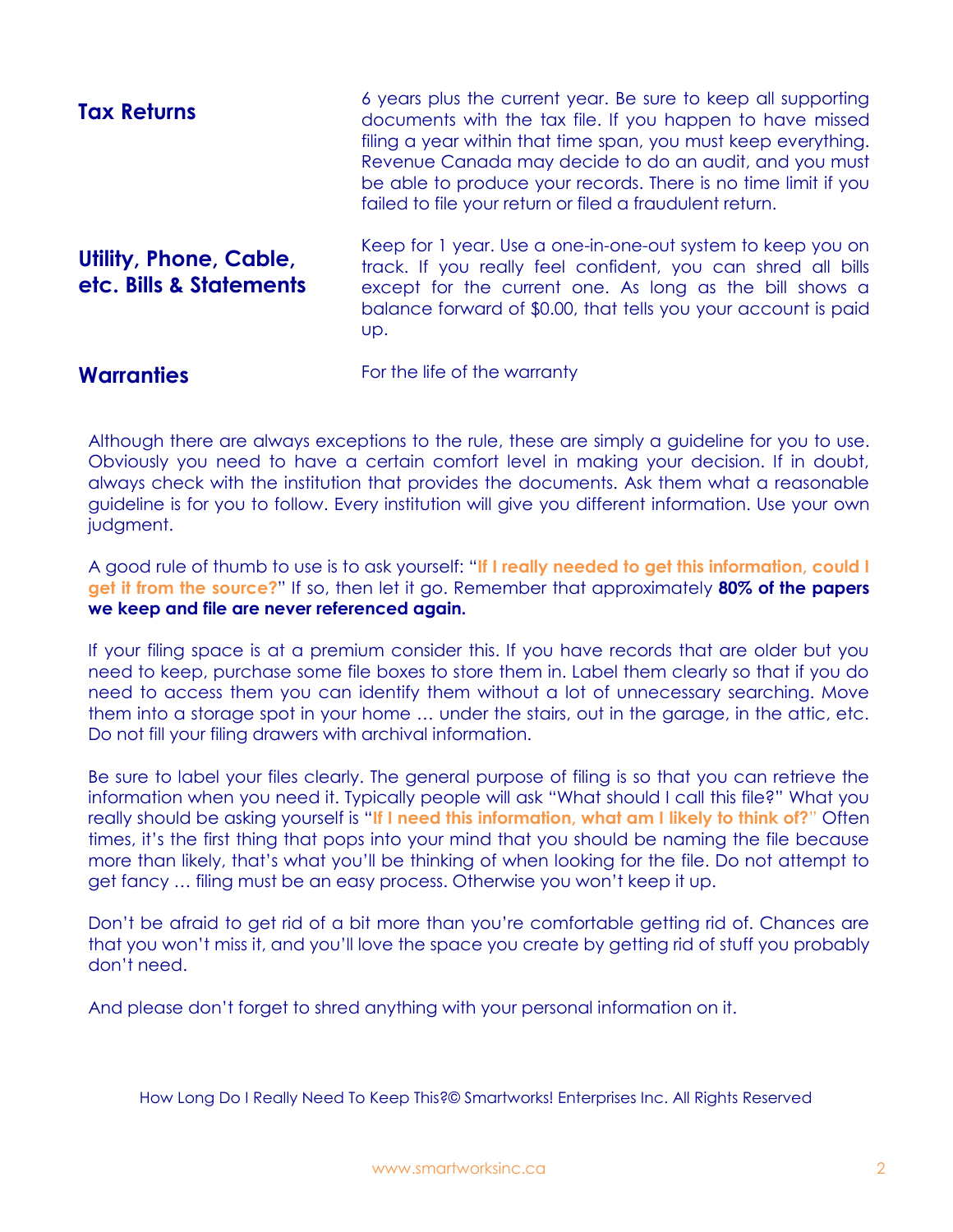| | |
|---|---|
| **Tax Returns** | 6 years plus the current year. Be sure to keep all supporting documents with the tax file. If you happen to have missed filing a year within that time span, you must keep everything. Revenue Canada may decide to do an audit, and you must be able to produce your records. There is no time limit if you failed to file your return or filed a fraudulent return. |
| **Utility, Phone, Cable, etc. Bills & Statements** | Keep for 1 year. Use a one-in-one-out system to keep you on track. If you really feel confident, you can shred all bills except for the current one. As long as the bill shows a balance forward of $0.00, that tells you your account is paid up. |
| **Warranties** | For the life of the warranty |

Although there are always exceptions to the rule, these are simply a guideline for you to use. Obviously you need to have a certain comfort level in making your decision. If in doubt, always check with the institution that provides the documents. Ask them what a reasonable guideline is for you to follow. Every institution will give you different information. Use your own judgment.

A good rule of thumb to use is to ask yourself: "**If I really needed to get this information, could I get it from the source?**" If so, then let it go. Remember that approximately **80% of the papers we keep and file are never referenced again.**

If your filing space is at a premium consider this. If you have records that are older but you need to keep, purchase some file boxes to store them in. Label them clearly so that if you do need to access them you can identify them without a lot of unnecessary searching. Move them into a storage spot in your home … under the stairs, out in the garage, in the attic, etc. Do not fill your filing drawers with archival information.

Be sure to label your files clearly. The general purpose of filing is so that you can retrieve the information when you need it. Typically people will ask "What should I call this file?" What you really should be asking yourself is "**If I need this information, what am I likely to think of?**" Often times, it's the first thing that pops into your mind that you should be naming the file because more than likely, that's what you'll be thinking of when looking for the file. Do not attempt to get fancy … filing must be an easy process. Otherwise you won't keep it up.

Don't be afraid to get rid of a bit more than you're comfortable getting rid of. Chances are that you won't miss it, and you'll love the space you create by getting rid of stuff you probably don't need.

And please don't forget to shred anything with your personal information on it.

How Long Do I Really Need To Keep This?© Smartworks! Enterprises Inc. All Rights Reserved